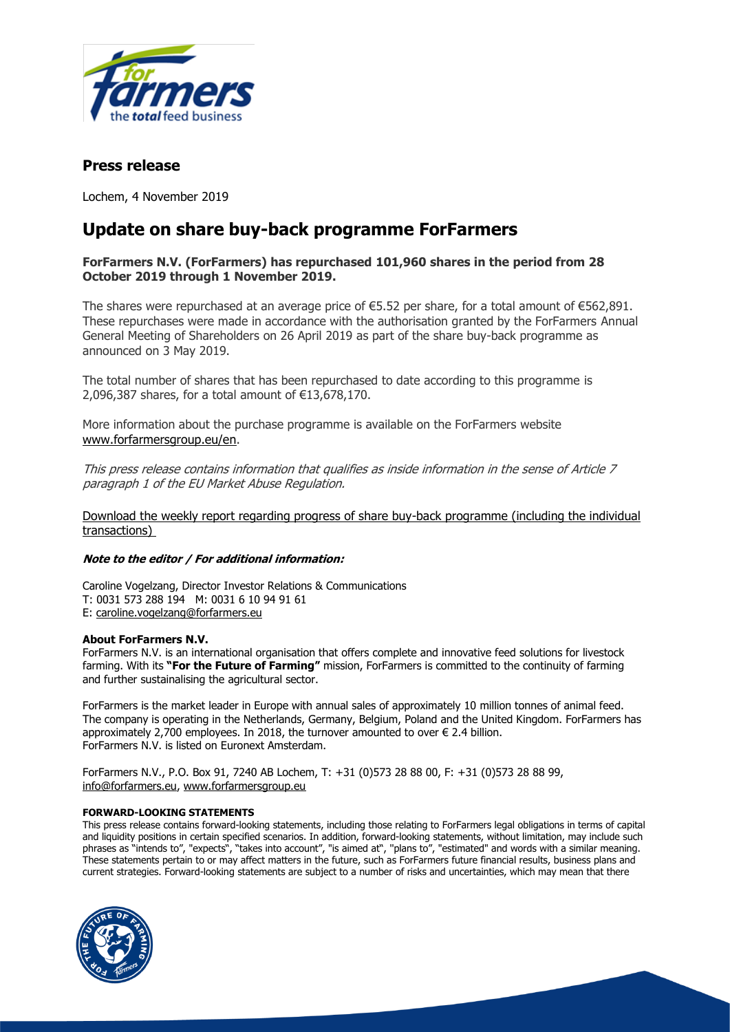## Press release

Lochem, 4 November 2019

# Update on share buy-back programme ForFarmers

**ForFarmers N.V. (ForFarmers) has repurchased 101,960 shares in the period from 28 October 2019 through 1 November 2019.**

The shares were repurchased at an average price of €5.52 per share, for a total amount of €562,891. These repurchases were made in accordance with the authorisation granted by the ForFarmers Annual General Meeting of Shareholders on 26 April 2019 as part of the share buy-back programme as announced on 3 May 2019.

The total number of shares that has been repurchased to date according to this programme is 2,096,387 shares, for a total amount of €13,678,170.

More information about the purchase programme is available on the ForFarmers website www.forfarmersgroup.eu/en.

*This press release contains information that qualifies as inside information in the sense of Article 7 paragraph 1 of the EU Market Abuse Regulation.*

Download the weekly report regarding progress of share buy-back programme (including the individual transactions)

***Note to the editor / For additional information:***

Caroline Vogelzang, Director Investor Relations & Communications
T: 0031 573 288 194 M: 0031 6 10 94 91 61
E: caroline.vogelzang@forfarmers.eu

**About ForFarmers N.V.**
ForFarmers N.V. is an international organisation that offers complete and innovative feed solutions for livestock farming. With its **"For the Future of Farming"** mission, ForFarmers is committed to the continuity of farming and further sustainalising the agricultural sector.

ForFarmers is the market leader in Europe with annual sales of approximately 10 million tonnes of animal feed. The company is operating in the Netherlands, Germany, Belgium, Poland and the United Kingdom. ForFarmers has approximately 2,700 employees. In 2018, the turnover amounted to over € 2.4 billion.
ForFarmers N.V. is listed on Euronext Amsterdam.

ForFarmers N.V., P.O. Box 91, 7240 AB Lochem, T: +31 (0)573 28 88 00, F: +31 (0)573 28 88 99, info@forfarmers.eu, www.forfarmersgroup.eu

**FORWARD-LOOKING STATEMENTS**
This press release contains forward-looking statements, including those relating to ForFarmers legal obligations in terms of capital and liquidity positions in certain specified scenarios. In addition, forward-looking statements, without limitation, may include such phrases as "intends to", "expects", "takes into account", "is aimed at", "plans to", "estimated" and words with a similar meaning. These statements pertain to or may affect matters in the future, such as ForFarmers future financial results, business plans and current strategies. Forward-looking statements are subject to a number of risks and uncertainties, which may mean that there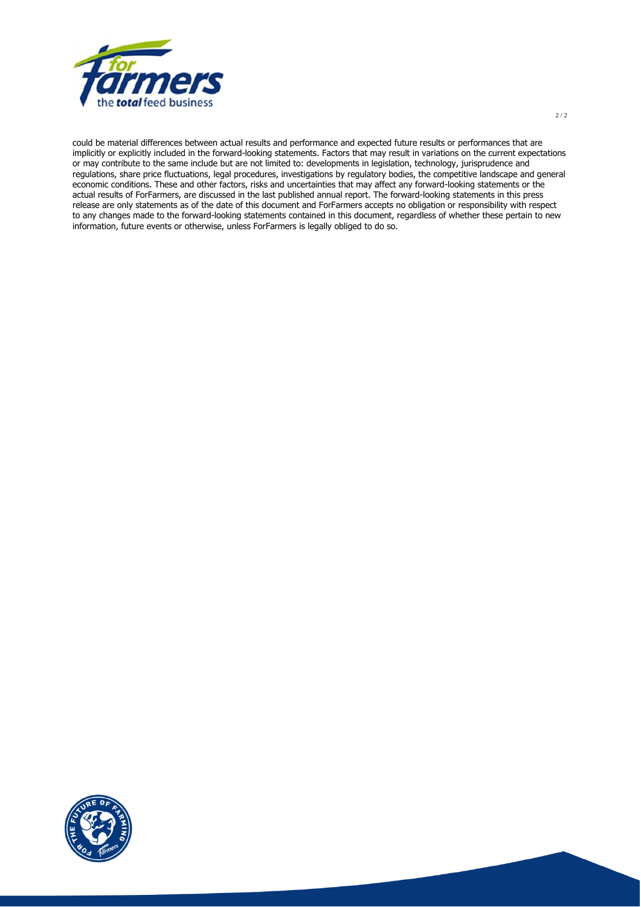could be material differences between actual results and performance and expected future results or performances that are implicitly or explicitly included in the forward-looking statements. Factors that may result in variations on the current expectations or may contribute to the same include but are not limited to: developments in legislation, technology, jurisprudence and regulations, share price fluctuations, legal procedures, investigations by regulatory bodies, the competitive landscape and general economic conditions. These and other factors, risks and uncertainties that may affect any forward-looking statements or the actual results of ForFarmers, are discussed in the last published annual report. The forward-looking statements in this press release are only statements as of the date of this document and ForFarmers accepts no obligation or responsibility with respect to any changes made to the forward-looking statements contained in this document, regardless of whether these pertain to new information, future events or otherwise, unless ForFarmers is legally obliged to do so.